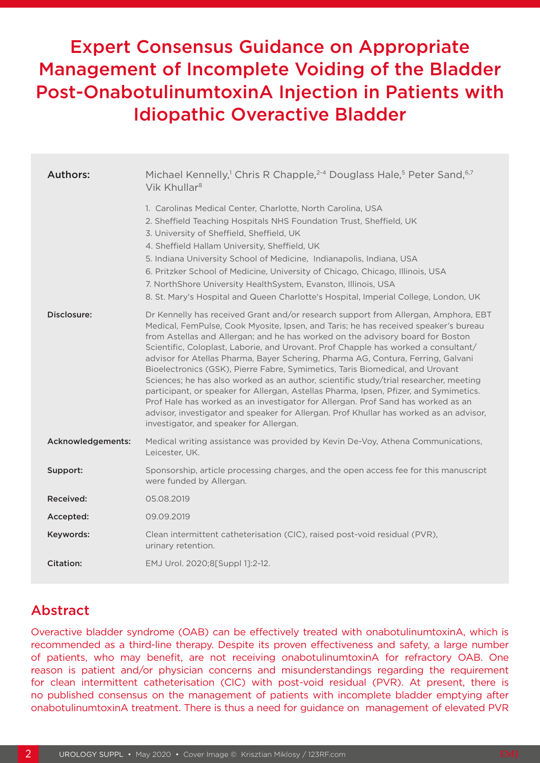# Expert Consensus Guidance on Appropriate Management of Incomplete Voiding of the Bladder Post-OnabotulinumtoxinA Injection in Patients with Idiopathic Overactive Bladder

**Authors:** Michael Kennelly,[1] Chris R Chapple,[2-4] Douglass Hale,[5] Peter Sand,[6,7] Vik Khullar[8]

1. Carolinas Medical Center, Charlotte, North Carolina, USA
2. Sheffield Teaching Hospitals NHS Foundation Trust, Sheffield, UK
3. University of Sheffield, Sheffield, UK
4. Sheffield Hallam University, Sheffield, UK
5. Indiana University School of Medicine, Indianapolis, Indiana, USA
6. Pritzker School of Medicine, University of Chicago, Chicago, Illinois, USA
7. NorthShore University HealthSystem, Evanston, Illinois, USA
8. St. Mary's Hospital and Queen Charlotte's Hospital, Imperial College, London, UK

**Disclosure:** Dr Kennelly has received Grant and/or research support from Allergan, Amphora, EBT Medical, FemPulse, Cook Myosite, Ipsen, and Taris; he has received speaker's bureau from Astellas and Allergan; and he has worked on the advisory board for Boston Scientific, Coloplast, Laborie, and Urovant. Prof Chapple has worked a consultant/advisor for Atellas Pharma, Bayer Schering, Pharma AG, Contura, Ferring, Galvani Bioelectronics (GSK), Pierre Fabre, Symimetics, Taris Biomedical, and Urovant Sciences; he has also worked as an author, scientific study/trial researcher, meeting participant, or speaker for Allergan, Astellas Pharma, Ipsen, Pfizer, and Symimetics. Prof Hale has worked as an investigator for Allergan. Prof Sand has worked as an advisor, investigator and speaker for Allergan. Prof Khullar has worked as an advisor, investigator, and speaker for Allergan.

**Acknowledgements:** Medical writing assistance was provided by Kevin De-Voy, Athena Communications, Leicester, UK.

**Support:** Sponsorship, article processing charges, and the open access fee for this manuscript were funded by Allergan.

**Received:** 05.08.2019

**Accepted:** 09.09.2019

**Keywords:** Clean intermittent catheterisation (CIC), raised post-void residual (PVR), urinary retention.

**Citation:** EMJ Urol. 2020;8[Suppl 1]:2-12.

## Abstract

Overactive bladder syndrome (OAB) can be effectively treated with onabotulinumtoxinA, which is recommended as a third-line therapy. Despite its proven effectiveness and safety, a large number of patients, who may benefit, are not receiving onabotulinumtoxinA for refractory OAB. One reason is patient and/or physician concerns and misunderstandings regarding the requirement for clean intermittent catheterisation (CIC) with post-void residual (PVR). At present, there is no published consensus on the management of patients with incomplete bladder emptying after onabotulinumtoxinA treatment. There is thus a need for guidance on management of elevated PVR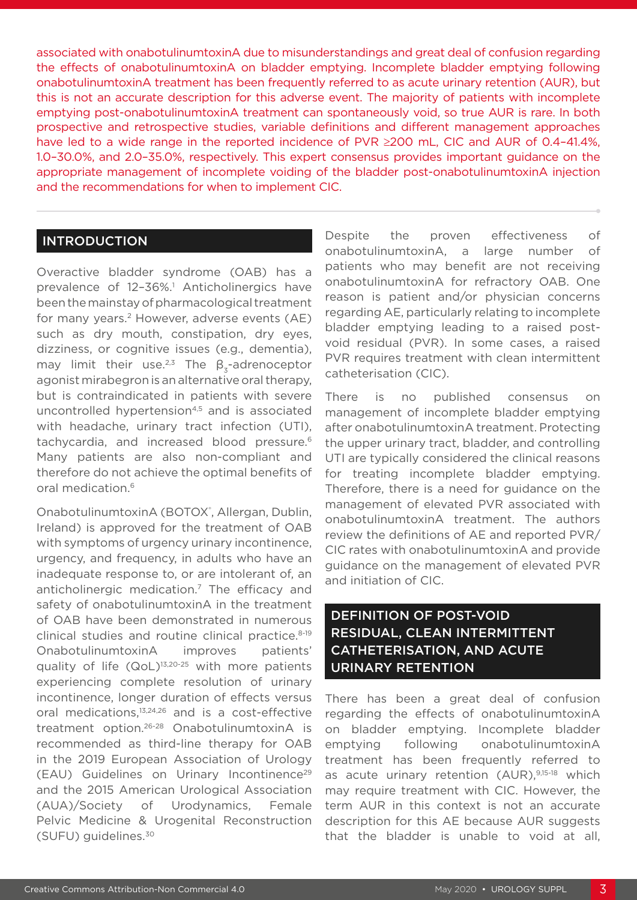associated with onabotulinumtoxinA due to misunderstandings and great deal of confusion regarding the effects of onabotulinumtoxinA on bladder emptying. Incomplete bladder emptying following onabotulinumtoxinA treatment has been frequently referred to as acute urinary retention (AUR), but this is not an accurate description for this adverse event. The majority of patients with incomplete emptying post-onabotulinumtoxinA treatment can spontaneously void, so true AUR is rare. In both prospective and retrospective studies, variable definitions and different management approaches have led to a wide range in the reported incidence of PVR ≥200 mL, CIC and AUR of 0.4–41.4%, 1.0–30.0%, and 2.0–35.0%, respectively. This expert consensus provides important guidance on the appropriate management of incomplete voiding of the bladder post-onabotulinumtoxinA injection and the recommendations for when to implement CIC.

## INTRODUCTION

Overactive bladder syndrome (OAB) has a prevalence of 12–36%.[1] Anticholinergics have been the mainstay of pharmacological treatment for many years.[2] However, adverse events (AE) such as dry mouth, constipation, dry eyes, dizziness, or cognitive issues (e.g., dementia), may limit their use.[2,3] The $\beta_3$-adrenoceptor agonist mirabegron is an alternative oral therapy, but is contraindicated in patients with severe uncontrolled hypertension[4,5] and is associated with headache, urinary tract infection (UTI), tachycardia, and increased blood pressure.[6] Many patients are also non-compliant and therefore do not achieve the optimal benefits of oral medication.[6]

OnabotulinumtoxinA (BOTOX®, Allergan, Dublin, Ireland) is approved for the treatment of OAB with symptoms of urgency urinary incontinence, urgency, and frequency, in adults who have an inadequate response to, or are intolerant of, an anticholinergic medication.[7] The efficacy and safety of onabotulinumtoxinA in the treatment of OAB have been demonstrated in numerous clinical studies and routine clinical practice.[8-19] OnabotulinumtoxinA improves patients' quality of life (QoL)[13,20-25] with more patients experiencing complete resolution of urinary incontinence, longer duration of effects versus oral medications,[13,24,26] and is a cost-effective treatment option.[26-28] OnabotulinumtoxinA is recommended as third-line therapy for OAB in the 2019 European Association of Urology (EAU) Guidelines on Urinary Incontinence[29] and the 2015 American Urological Association (AUA)/Society of Urodynamics, Female Pelvic Medicine & Urogenital Reconstruction (SUFU) guidelines.[30]

Despite the proven effectiveness of onabotulinumtoxinA, a large number of patients who may benefit are not receiving onabotulinumtoxinA for refractory OAB. One reason is patient and/or physician concerns regarding AE, particularly relating to incomplete bladder emptying leading to a raised post-void residual (PVR). In some cases, a raised PVR requires treatment with clean intermittent catheterisation (CIC).

There is no published consensus on management of incomplete bladder emptying after onabotulinumtoxinA treatment. Protecting the upper urinary tract, bladder, and controlling UTI are typically considered the clinical reasons for treating incomplete bladder emptying. Therefore, there is a need for guidance on the management of elevated PVR associated with onabotulinumtoxinA treatment. The authors review the definitions of AE and reported PVR/CIC rates with onabotulinumtoxinA and provide guidance on the management of elevated PVR and initiation of CIC.

## DEFINITION OF POST-VOID RESIDUAL, CLEAN INTERMITTENT CATHETERISATION, AND ACUTE URINARY RETENTION

There has been a great deal of confusion regarding the effects of onabotulinumtoxinA on bladder emptying. Incomplete bladder emptying following onabotulinumtoxinA treatment has been frequently referred to as acute urinary retention (AUR),[9,15-18] which may require treatment with CIC. However, the term AUR in this context is not an accurate description for this AE because AUR suggests that the bladder is unable to void at all,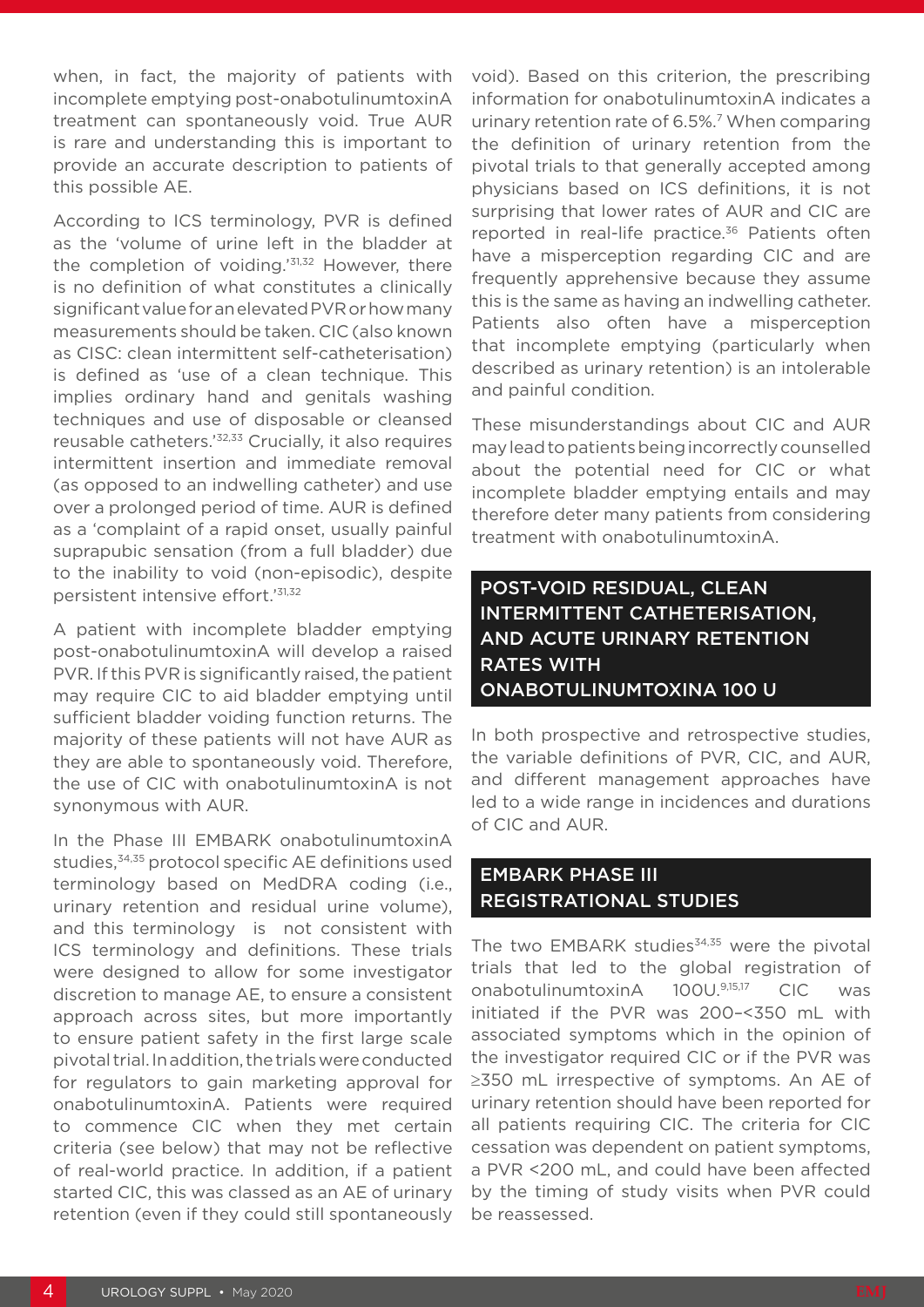when, in fact, the majority of patients with incomplete emptying post-onabotulinumtoxinA treatment can spontaneously void. True AUR is rare and understanding this is important to provide an accurate description to patients of this possible AE.

According to ICS terminology, PVR is defined as the 'volume of urine left in the bladder at the completion of voiding.'[31,32] However, there is no definition of what constitutes a clinically significant value for an elevated PVR or how many measurements should be taken. CIC (also known as CISC: clean intermittent self-catheterisation) is defined as 'use of a clean technique. This implies ordinary hand and genitals washing techniques and use of disposable or cleansed reusable catheters.'[32,33] Crucially, it also requires intermittent insertion and immediate removal (as opposed to an indwelling catheter) and use over a prolonged period of time. AUR is defined as a 'complaint of a rapid onset, usually painful suprapubic sensation (from a full bladder) due to the inability to void (non-episodic), despite persistent intensive effort.'[31,32]

A patient with incomplete bladder emptying post-onabotulinumtoxinA will develop a raised PVR. If this PVR is significantly raised, the patient may require CIC to aid bladder emptying until sufficient bladder voiding function returns. The majority of these patients will not have AUR as they are able to spontaneously void. Therefore, the use of CIC with onabotulinumtoxinA is not synonymous with AUR.

In the Phase III EMBARK onabotulinumtoxinA studies,[34,35] protocol specific AE definitions used terminology based on MedDRA coding (i.e., urinary retention and residual urine volume), and this terminology is not consistent with ICS terminology and definitions. These trials were designed to allow for some investigator discretion to manage AE, to ensure a consistent approach across sites, but more importantly to ensure patient safety in the first large scale pivotal trial. In addition, the trials were conducted for regulators to gain marketing approval for onabotulinumtoxinA. Patients were required to commence CIC when they met certain criteria (see below) that may not be reflective of real-world practice. In addition, if a patient started CIC, this was classed as an AE of urinary retention (even if they could still spontaneously void). Based on this criterion, the prescribing information for onabotulinumtoxinA indicates a urinary retention rate of 6.5%.[7] When comparing the definition of urinary retention from the pivotal trials to that generally accepted among physicians based on ICS definitions, it is not surprising that lower rates of AUR and CIC are reported in real-life practice.[36] Patients often have a misperception regarding CIC and are frequently apprehensive because they assume this is the same as having an indwelling catheter. Patients also often have a misperception that incomplete emptying (particularly when described as urinary retention) is an intolerable and painful condition.

These misunderstandings about CIC and AUR may lead to patients being incorrectly counselled about the potential need for CIC or what incomplete bladder emptying entails and may therefore deter many patients from considering treatment with onabotulinumtoxinA.

## POST-VOID RESIDUAL, CLEAN INTERMITTENT CATHETERISATION, AND ACUTE URINARY RETENTION RATES WITH ONABOTULINUMTOXINA 100 U

In both prospective and retrospective studies, the variable definitions of PVR, CIC, and AUR, and different management approaches have led to a wide range in incidences and durations of CIC and AUR.

## EMBARK PHASE III REGISTRATIONAL STUDIES

The two EMBARK studies[34,35] were the pivotal trials that led to the global registration of onabotulinumtoxinA 100U.[9,15,17] CIC was initiated if the PVR was 200–<350 mL with associated symptoms which in the opinion of the investigator required CIC or if the PVR was ≥350 mL irrespective of symptoms. An AE of urinary retention should have been reported for all patients requiring CIC. The criteria for CIC cessation was dependent on patient symptoms, a PVR <200 mL, and could have been affected by the timing of study visits when PVR could be reassessed.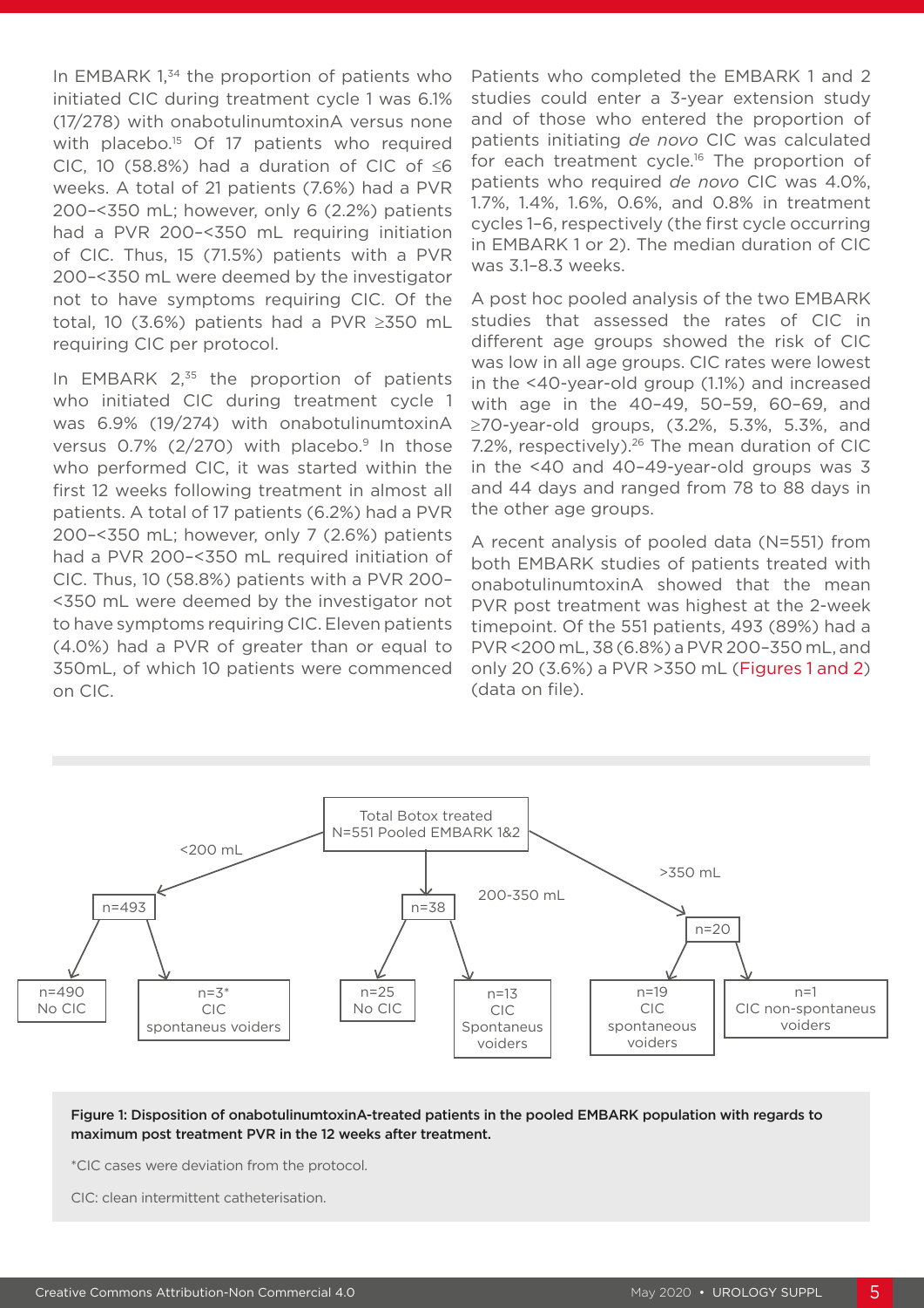In EMBARK 1,[34] the proportion of patients who initiated CIC during treatment cycle 1 was 6.1% (17/278) with onabotulinumtoxinA versus none with placebo.[15] Of 17 patients who required CIC, 10 (58.8%) had a duration of CIC of ≤6 weeks. A total of 21 patients (7.6%) had a PVR 200–<350 mL; however, only 6 (2.2%) patients had a PVR 200–<350 mL requiring initiation of CIC. Thus, 15 (71.5%) patients with a PVR 200–<350 mL were deemed by the investigator not to have symptoms requiring CIC. Of the total, 10 (3.6%) patients had a PVR ≥350 mL requiring CIC per protocol.

In EMBARK 2,[35] the proportion of patients who initiated CIC during treatment cycle 1 was 6.9% (19/274) with onabotulinumtoxinA versus 0.7% (2/270) with placebo.[9] In those who performed CIC, it was started within the first 12 weeks following treatment in almost all patients. A total of 17 patients (6.2%) had a PVR 200–<350 mL; however, only 7 (2.6%) patients had a PVR 200–<350 mL required initiation of CIC. Thus, 10 (58.8%) patients with a PVR 200–<350 mL were deemed by the investigator not to have symptoms requiring CIC. Eleven patients (4.0%) had a PVR of greater than or equal to 350mL, of which 10 patients were commenced on CIC.

Patients who completed the EMBARK 1 and 2 studies could enter a 3-year extension study and of those who entered the proportion of patients initiating *de novo* CIC was calculated for each treatment cycle.[16] The proportion of patients who required *de novo* CIC was 4.0%, 1.7%, 1.4%, 1.6%, 0.6%, and 0.8% in treatment cycles 1–6, respectively (the first cycle occurring in EMBARK 1 or 2). The median duration of CIC was 3.1–8.3 weeks.

A post hoc pooled analysis of the two EMBARK studies that assessed the rates of CIC in different age groups showed the risk of CIC was low in all age groups. CIC rates were lowest in the <40-year-old group (1.1%) and increased with age in the 40–49, 50–59, 60–69, and ≥70-year-old groups, (3.2%, 5.3%, 5.3%, and 7.2%, respectively).[26] The mean duration of CIC in the <40 and 40–49-year-old groups was 3 and 44 days and ranged from 78 to 88 days in the other age groups.

A recent analysis of pooled data (N=551) from both EMBARK studies of patients treated with onabotulinumtoxinA showed that the mean PVR post treatment was highest at the 2-week timepoint. Of the 551 patients, 493 (89%) had a PVR <200 mL, 38 (6.8%) a PVR 200–350 mL, and only 20 (3.6%) a PVR >350 mL (Figures 1 and 2) (data on file).

Total Botox treated N=551 Pooled EMBARK 1&2

- <200 mL: n=493
  - n=490 No CIC
  - n=3* CIC spontaneus voiders
- 200-350 mL: n=38
  - n=25 No CIC
  - n=13 CIC Spontaneus voiders
- >350 mL: n=20
  - n=19 CIC spontaneous voiders
  - n=1 CIC non-spontaneus voiders

**Figure 1: Disposition of onabotulinumtoxinA-treated patients in the pooled EMBARK population with regards to maximum post treatment PVR in the 12 weeks after treatment.**

*CIC cases were deviation from the protocol.

CIC: clean intermittent catheterisation.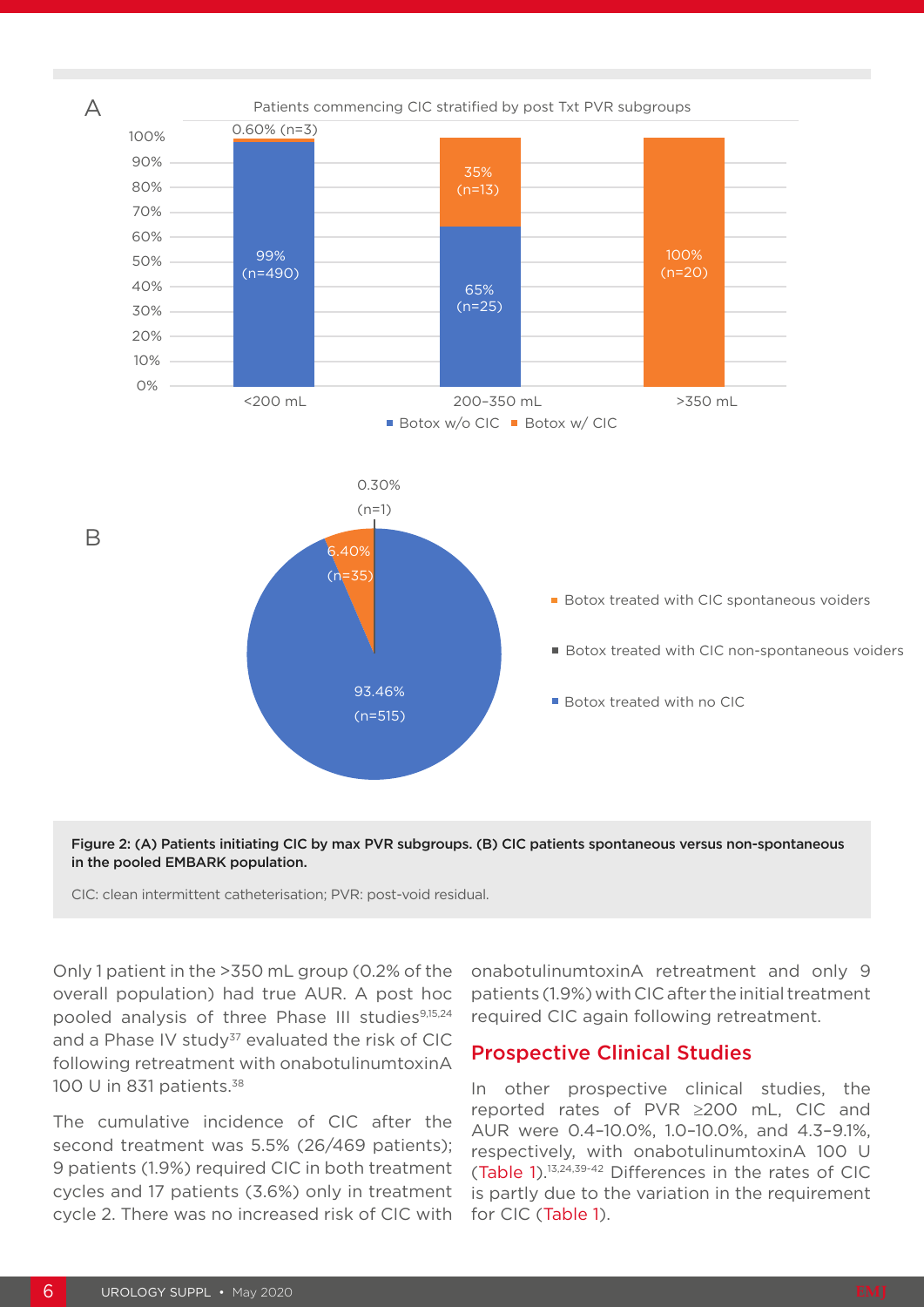A

Patients commencing CIC stratified by post Txt PVR subgroups

| PVR subgroup | Botox w/o CIC | Botox w/ CIC |
|---|---|---|
| <200 mL | 99% (n=490) | 0.60% (n=3) |
| 200–350 mL | 65% (n=25) | 35% (n=13) |
| >350 mL | | 100% (n=20) |

B

| Category | Value |
|---|---|
| Botox treated with CIC spontaneous voiders | 6.40% (n=35) |
| Botox treated with CIC non-spontaneous voiders | 0.30% (n=1) |
| Botox treated with no CIC | 93.46% (n=515) |

**Figure 2: (A) Patients initiating CIC by max PVR subgroups. (B) CIC patients spontaneous versus non-spontaneous in the pooled EMBARK population.**

CIC: clean intermittent catheterisation; PVR: post-void residual.

Only 1 patient in the >350 mL group (0.2% of the overall population) had true AUR. A post hoc pooled analysis of three Phase III studies[9,15,24] and a Phase IV study[37] evaluated the risk of CIC following retreatment with onabotulinumtoxinA 100 U in 831 patients.[38]

The cumulative incidence of CIC after the second treatment was 5.5% (26/469 patients); 9 patients (1.9%) required CIC in both treatment cycles and 17 patients (3.6%) only in treatment cycle 2. There was no increased risk of CIC with onabotulinumtoxinA retreatment and only 9 patients (1.9%) with CIC after the initial treatment required CIC again following retreatment.

## Prospective Clinical Studies

In other prospective clinical studies, the reported rates of PVR ≥200 mL, CIC and AUR were 0.4–10.0%, 1.0–10.0%, and 4.3–9.1%, respectively, with onabotulinumtoxinA 100 U (Table 1).[13,24,39-42] Differences in the rates of CIC is partly due to the variation in the requirement for CIC (Table 1).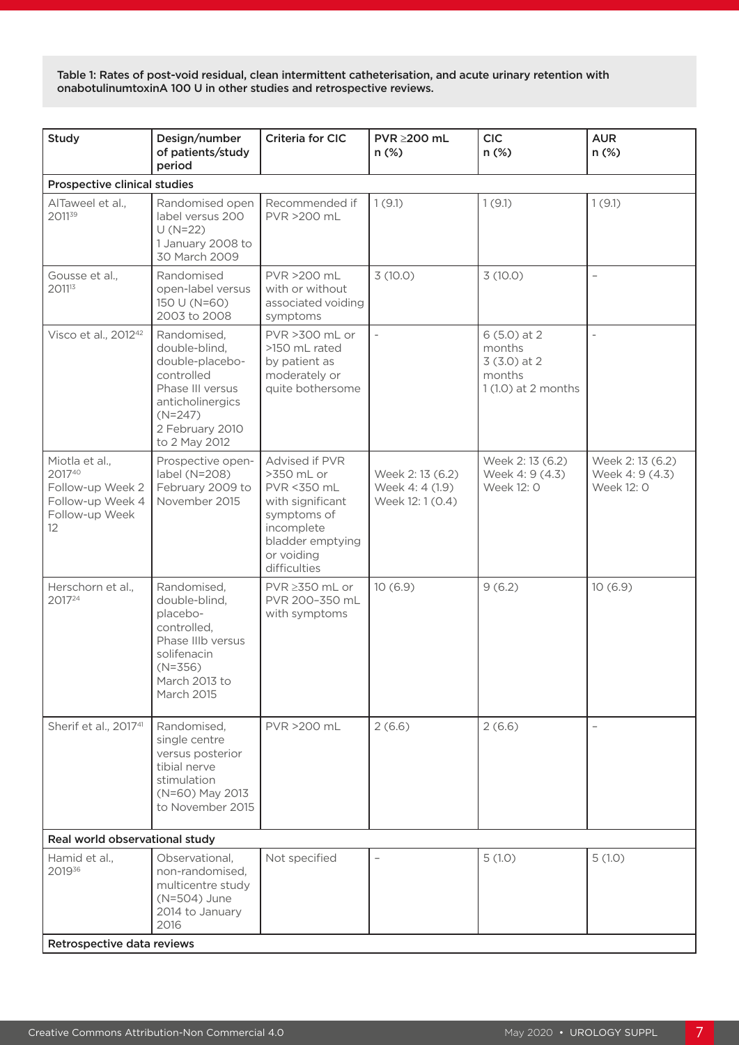Table 1: Rates of post-void residual, clean intermittent catheterisation, and acute urinary retention with onabotulinumtoxinA 100 U in other studies and retrospective reviews.

| Study | Design/number of patients/study period | Criteria for CIC | PVR ≥200 mL n (%) | CIC n (%) | AUR n (%) |
|---|---|---|---|---|---|
| **Prospective clinical studies** | | | | | |
| AlTaweel et al., 2011[39] | Randomised open label versus 200 U (N=22) 1 January 2008 to 30 March 2009 | Recommended if PVR >200 mL | 1 (9.1) | 1 (9.1) | 1 (9.1) |
| Gousse et al., 2011[13] | Randomised open-label versus 150 U (N=60) 2003 to 2008 | PVR >200 mL with or without associated voiding symptoms | 3 (10.0) | 3 (10.0) | – |
| Visco et al., 2012[42] | Randomised, double-blind, double-placebo-controlled Phase III versus anticholinergics (N=247) 2 February 2010 to 2 May 2012 | PVR >300 mL or >150 mL rated by patient as moderately or quite bothersome | – | 6 (5.0) at 2 months<br>3 (3.0) at 2 months<br>1 (1.0) at 2 months | – |
| Miotla et al., 2017[40]<br>Follow-up Week 2<br>Follow-up Week 4<br>Follow-up Week 12 | Prospective open-label (N=208) February 2009 to November 2015 | Advised if PVR >350 mL or PVR <350 mL with significant symptoms of incomplete bladder emptying or voiding difficulties | Week 2: 13 (6.2)<br>Week 4: 4 (1.9)<br>Week 12: 1 (0.4) | Week 2: 13 (6.2)<br>Week 4: 9 (4.3)<br>Week 12: 0 | Week 2: 13 (6.2)<br>Week 4: 9 (4.3)<br>Week 12: 0 |
| Herschorn et al., 2017[24] | Randomised, double-blind, placebo-controlled, Phase IIIb versus solifenacin (N=356) March 2013 to March 2015 | PVR ≥350 mL or PVR 200–350 mL with symptoms | 10 (6.9) | 9 (6.2) | 10 (6.9) |
| Sherif et al., 2017[41] | Randomised, single centre versus posterior tibial nerve stimulation (N=60) May 2013 to November 2015 | PVR >200 mL | 2 (6.6) | 2 (6.6) | – |
| **Real world observational study** | | | | | |
| Hamid et al., 2019[36] | Observational, non-randomised, multicentre study (N=504) June 2014 to January 2016 | Not specified | – | 5 (1.0) | 5 (1.0) |
| **Retrospective data reviews** | | | | | |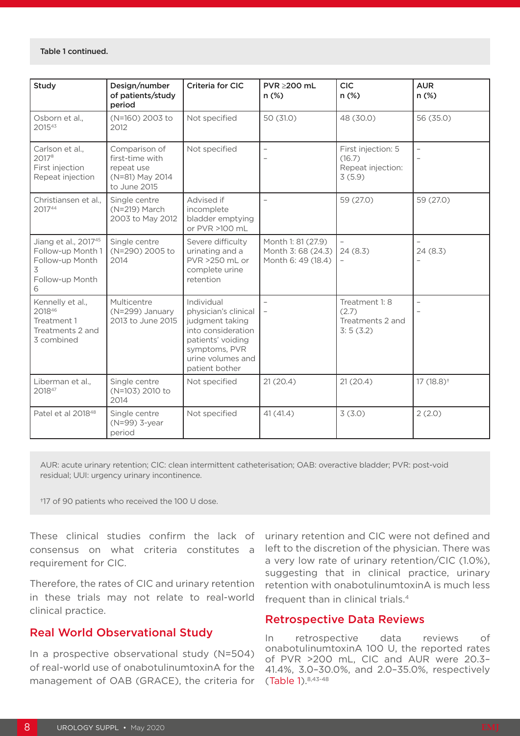Table 1 continued.

| Study | Design/number of patients/study period | Criteria for CIC | PVR ≥200 mL n (%) | CIC n (%) | AUR n (%) |
|---|---|---|---|---|---|
| Osborn et al., 2015[43] | (N=160) 2003 to 2012 | Not specified | 50 (31.0) | 48 (30.0) | 56 (35.0) |
| Carlson et al., 2017[8] First injection Repeat injection | Comparison of first-time with repeat use (N=81) May 2014 to June 2015 | Not specified | – – | First injection: 5 (16.7) Repeat injection: 3 (5.9) | – – |
| Christiansen et al., 2017[44] | Single centre (N=219) March 2003 to May 2012 | Advised if incomplete bladder emptying or PVR >100 mL | – | 59 (27.0) | 59 (27.0) |
| Jiang et al., 2017[45] Follow-up Month 1 Follow-up Month 3 Follow-up Month 6 | Single centre (N=290) 2005 to 2014 | Severe difficulty urinating and a PVR >250 mL or complete urine retention | Month 1: 81 (27.9) Month 3: 68 (24.3) Month 6: 49 (18.4) | – 24 (8.3) – | – 24 (8.3) – |
| Kennelly et al., 2018[46] Treatment 1 Treatments 2 and 3 combined | Multicentre (N=299) January 2013 to June 2015 | Individual physician's clinical judgment taking into consideration patients' voiding symptoms, PVR urine volumes and patient bother | – – | Treatment 1: 8 (2.7) Treatments 2 and 3: 5 (3.2) | – – |
| Liberman et al., 2018[47] | Single centre (N=103) 2010 to 2014 | Not specified | 21 (20.4) | 21 (20.4) | 17 (18.8)† |
| Patel et al 2018[48] | Single centre (N=99) 3-year period | Not specified | 41 (41.4) | 3 (3.0) | 2 (2.0) |

AUR: acute urinary retention; CIC: clean intermittent catheterisation; OAB: overactive bladder; PVR: post-void residual; UUI: urgency urinary incontinence.

†17 of 90 patients who received the 100 U dose.

These clinical studies confirm the lack of consensus on what criteria constitutes a requirement for CIC.

Therefore, the rates of CIC and urinary retention in these trials may not relate to real-world clinical practice.

## Real World Observational Study

In a prospective observational study (N=504) of real-world use of onabotulinumtoxinA for the management of OAB (GRACE), the criteria for urinary retention and CIC were not defined and left to the discretion of the physician. There was a very low rate of urinary retention/CIC (1.0%), suggesting that in clinical practice, urinary retention with onabotulinumtoxinA is much less frequent than in clinical trials.[4]

## Retrospective Data Reviews

In retrospective data reviews of onabotulinumtoxinA 100 U, the reported rates of PVR >200 mL, CIC and AUR were 20.3–41.4%, 3.0–30.0%, and 2.0–35.0%, respectively (Table 1).[8,43-48]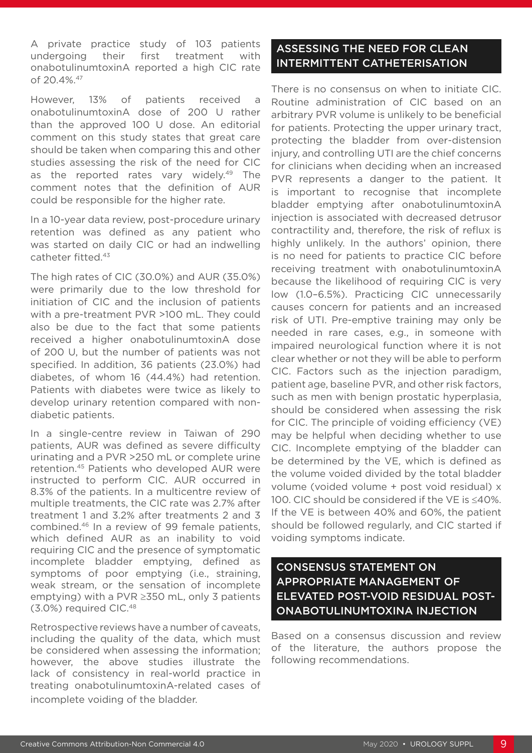A private practice study of 103 patients undergoing their first treatment with onabotulinumtoxinA reported a high CIC rate of 20.4%.[47]

However, 13% of patients received a onabotulinumtoxinA dose of 200 U rather than the approved 100 U dose. An editorial comment on this study states that great care should be taken when comparing this and other studies assessing the risk of the need for CIC as the reported rates vary widely.[49] The comment notes that the definition of AUR could be responsible for the higher rate.

In a 10-year data review, post-procedure urinary retention was defined as any patient who was started on daily CIC or had an indwelling catheter fitted.[43]

The high rates of CIC (30.0%) and AUR (35.0%) were primarily due to the low threshold for initiation of CIC and the inclusion of patients with a pre-treatment PVR >100 mL. They could also be due to the fact that some patients received a higher onabotulinumtoxinA dose of 200 U, but the number of patients was not specified. In addition, 36 patients (23.0%) had diabetes, of whom 16 (44.4%) had retention. Patients with diabetes were twice as likely to develop urinary retention compared with non-diabetic patients.

In a single-centre review in Taiwan of 290 patients, AUR was defined as severe difficulty urinating and a PVR >250 mL or complete urine retention.[45] Patients who developed AUR were instructed to perform CIC. AUR occurred in 8.3% of the patients. In a multicentre review of multiple treatments, the CIC rate was 2.7% after treatment 1 and 3.2% after treatments 2 and 3 combined.[46] In a review of 99 female patients, which defined AUR as an inability to void requiring CIC and the presence of symptomatic incomplete bladder emptying, defined as symptoms of poor emptying (i.e., straining, weak stream, or the sensation of incomplete emptying) with a PVR ≥350 mL, only 3 patients (3.0%) required CIC.[48]

Retrospective reviews have a number of caveats, including the quality of the data, which must be considered when assessing the information; however, the above studies illustrate the lack of consistency in real-world practice in treating onabotulinumtoxinA-related cases of incomplete voiding of the bladder.

## ASSESSING THE NEED FOR CLEAN INTERMITTENT CATHETERISATION

There is no consensus on when to initiate CIC. Routine administration of CIC based on an arbitrary PVR volume is unlikely to be beneficial for patients. Protecting the upper urinary tract, protecting the bladder from over-distension injury, and controlling UTI are the chief concerns for clinicians when deciding when an increased PVR represents a danger to the patient. It is important to recognise that incomplete bladder emptying after onabotulinumtoxinA injection is associated with decreased detrusor contractility and, therefore, the risk of reflux is highly unlikely. In the authors' opinion, there is no need for patients to practice CIC before receiving treatment with onabotulinumtoxinA because the likelihood of requiring CIC is very low (1.0–6.5%). Practicing CIC unnecessarily causes concern for patients and an increased risk of UTI. Pre-emptive training may only be needed in rare cases, e.g., in someone with impaired neurological function where it is not clear whether or not they will be able to perform CIC. Factors such as the injection paradigm, patient age, baseline PVR, and other risk factors, such as men with benign prostatic hyperplasia, should be considered when assessing the risk for CIC. The principle of voiding efficiency (VE) may be helpful when deciding whether to use CIC. Incomplete emptying of the bladder can be determined by the VE, which is defined as the volume voided divided by the total bladder volume (voided volume + post void residual) x 100. CIC should be considered if the VE is ≤40%. If the VE is between 40% and 60%, the patient should be followed regularly, and CIC started if voiding symptoms indicate.

## CONSENSUS STATEMENT ON APPROPRIATE MANAGEMENT OF ELEVATED POST-VOID RESIDUAL POST-ONABOTULINUMTOXINA INJECTION

Based on a consensus discussion and review of the literature, the authors propose the following recommendations.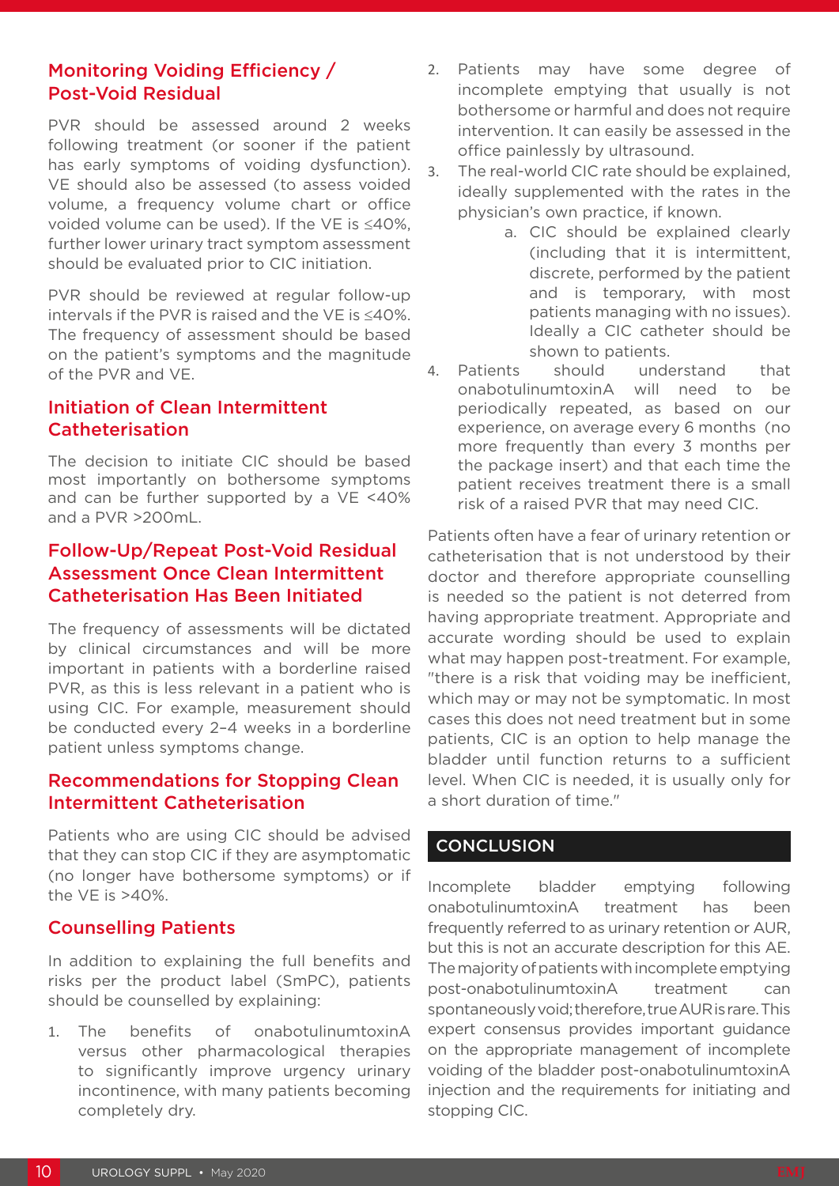## Monitoring Voiding Efficiency / Post-Void Residual

PVR should be assessed around 2 weeks following treatment (or sooner if the patient has early symptoms of voiding dysfunction). VE should also be assessed (to assess voided volume, a frequency volume chart or office voided volume can be used). If the VE is ≤40%, further lower urinary tract symptom assessment should be evaluated prior to CIC initiation.

PVR should be reviewed at regular follow-up intervals if the PVR is raised and the VE is ≤40%. The frequency of assessment should be based on the patient's symptoms and the magnitude of the PVR and VE.

## Initiation of Clean Intermittent Catheterisation

The decision to initiate CIC should be based most importantly on bothersome symptoms and can be further supported by a VE <40% and a PVR >200mL.

## Follow-Up/Repeat Post-Void Residual Assessment Once Clean Intermittent Catheterisation Has Been Initiated

The frequency of assessments will be dictated by clinical circumstances and will be more important in patients with a borderline raised PVR, as this is less relevant in a patient who is using CIC. For example, measurement should be conducted every 2–4 weeks in a borderline patient unless symptoms change.

## Recommendations for Stopping Clean Intermittent Catheterisation

Patients who are using CIC should be advised that they can stop CIC if they are asymptomatic (no longer have bothersome symptoms) or if the VE is >40%.

## Counselling Patients

In addition to explaining the full benefits and risks per the product label (SmPC), patients should be counselled by explaining:

1. The benefits of onabotulinumtoxinA versus other pharmacological therapies to significantly improve urgency urinary incontinence, with many patients becoming completely dry.
2. Patients may have some degree of incomplete emptying that usually is not bothersome or harmful and does not require intervention. It can easily be assessed in the office painlessly by ultrasound.
3. The real-world CIC rate should be explained, ideally supplemented with the rates in the physician's own practice, if known.
    a. CIC should be explained clearly (including that it is intermittent, discrete, performed by the patient and is temporary, with most patients managing with no issues). Ideally a CIC catheter should be shown to patients.
4. Patients should understand that onabotulinumtoxinA will need to be periodically repeated, as based on our experience, on average every 6 months (no more frequently than every 3 months per the package insert) and that each time the patient receives treatment there is a small risk of a raised PVR that may need CIC.

Patients often have a fear of urinary retention or catheterisation that is not understood by their doctor and therefore appropriate counselling is needed so the patient is not deterred from having appropriate treatment. Appropriate and accurate wording should be used to explain what may happen post-treatment. For example, "there is a risk that voiding may be inefficient, which may or may not be symptomatic. In most cases this does not need treatment but in some patients, CIC is an option to help manage the bladder until function returns to a sufficient level. When CIC is needed, it is usually only for a short duration of time."

## CONCLUSION

Incomplete bladder emptying following onabotulinumtoxinA treatment has been frequently referred to as urinary retention or AUR, but this is not an accurate description for this AE. The majority of patients with incomplete emptying post-onabotulinumtoxinA treatment can spontaneously void; therefore, true AUR is rare. This expert consensus provides important guidance on the appropriate management of incomplete voiding of the bladder post-onabotulinumtoxinA injection and the requirements for initiating and stopping CIC.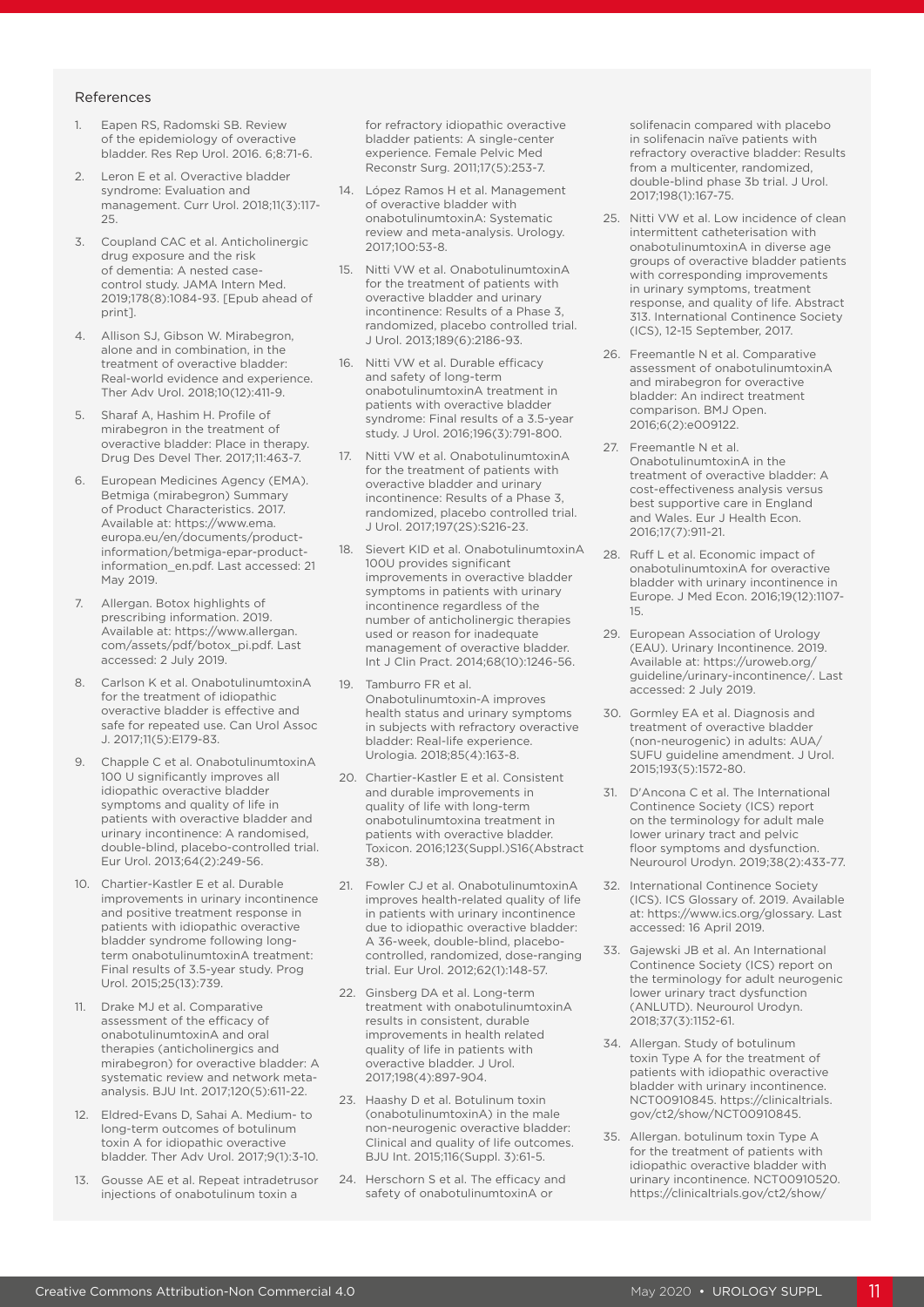## References

1. Eapen RS, Radomski SB. Review of the epidemiology of overactive bladder. Res Rep Urol. 2016. 6;8:71-6.
2. Leron E et al. Overactive bladder syndrome: Evaluation and management. Curr Urol. 2018;11(3):117-25.
3. Coupland CAC et al. Anticholinergic drug exposure and the risk of dementia: A nested case-control study. JAMA Intern Med. 2019;178(8):1084-93. [Epub ahead of print].
4. Allison SJ, Gibson W. Mirabegron, alone and in combination, in the treatment of overactive bladder: Real-world evidence and experience. Ther Adv Urol. 2018;10(12):411-9.
5. Sharaf A, Hashim H. Profile of mirabegron in the treatment of overactive bladder: Place in therapy. Drug Des Devel Ther. 2017;11:463-7.
6. European Medicines Agency (EMA). Betmiga (mirabegron) Summary of Product Characteristics. 2017. Available at: https://www.ema.europa.eu/en/documents/product-information/betmiga-epar-product-information_en.pdf. Last accessed: 21 May 2019.
7. Allergan. Botox highlights of prescribing information. 2019. Available at: https://www.allergan.com/assets/pdf/botox_pi.pdf. Last accessed: 2 July 2019.
8. Carlson K et al. OnabotulinumtoxinA for the treatment of idiopathic overactive bladder is effective and safe for repeated use. Can Urol Assoc J. 2017;11(5):E179-83.
9. Chapple C et al. OnabotulinumtoxinA 100 U significantly improves all idiopathic overactive bladder symptoms and quality of life in patients with overactive bladder and urinary incontinence: A randomised, double-blind, placebo-controlled trial. Eur Urol. 2013;64(2):249-56.
10. Chartier-Kastler E et al. Durable improvements in urinary incontinence and positive treatment response in patients with idiopathic overactive bladder syndrome following long-term onabotulinumtoxinA treatment: Final results of 3.5-year study. Prog Urol. 2015;25(13):739.
11. Drake MJ et al. Comparative assessment of the efficacy of onabotulinumtoxinA and oral therapies (anticholinergics and mirabegron) for overactive bladder: A systematic review and network meta-analysis. BJU Int. 2017;120(5):611-22.
12. Eldred-Evans D, Sahai A. Medium- to long-term outcomes of botulinum toxin A for idiopathic overactive bladder. Ther Adv Urol. 2017;9(1):3-10.
13. Gousse AE et al. Repeat intradetrusor injections of onabotulinum toxin a for refractory idiopathic overactive bladder patients: A single-center experience. Female Pelvic Med Reconstr Surg. 2011;17(5):253-7.
14. López Ramos H et al. Management of overactive bladder with onabotulinumtoxinA: Systematic review and meta-analysis. Urology. 2017;100:53-8.
15. Nitti VW et al. OnabotulinumtoxinA for the treatment of patients with overactive bladder and urinary incontinence: Results of a Phase 3, randomized, placebo controlled trial. J Urol. 2013;189(6):2186-93.
16. Nitti VW et al. Durable efficacy and safety of long-term onabotulinumtoxinA treatment in patients with overactive bladder syndrome: Final results of a 3.5-year study. J Urol. 2016;196(3):791-800.
17. Nitti VW et al. OnabotulinumtoxinA for the treatment of patients with overactive bladder and urinary incontinence: Results of a Phase 3, randomized, placebo controlled trial. J Urol. 2017;197(2S):S216-23.
18. Sievert KID et al. OnabotulinumtoxinA 100U provides significant improvements in overactive bladder symptoms in patients with urinary incontinence regardless of the number of anticholinergic therapies used or reason for inadequate management of overactive bladder. Int J Clin Pract. 2014;68(10):1246-56.
19. Tamburro FR et al. Onabotulinumtoxin-A improves health status and urinary symptoms in subjects with refractory overactive bladder: Real-life experience. Urologia. 2018;85(4):163-8.
20. Chartier-Kastler E et al. Consistent and durable improvements in quality of life with long-term onabotulinumtoxina treatment in patients with overactive bladder. Toxicon. 2016;123(Suppl.)S16(Abstract 38).
21. Fowler CJ et al. OnabotulinumtoxinA improves health-related quality of life in patients with urinary incontinence due to idiopathic overactive bladder: A 36-week, double-blind, placebo-controlled, randomized, dose-ranging trial. Eur Urol. 2012;62(1):148-57.
22. Ginsberg DA et al. Long-term treatment with onabotulinumtoxinA results in consistent, durable improvements in health related quality of life in patients with overactive bladder. J Urol. 2017;198(4):897-904.
23. Haashy D et al. Botulinum toxin (onabotulinumtoxinA) in the male non-neurogenic overactive bladder: Clinical and quality of life outcomes. BJU Int. 2015;116(Suppl. 3):61-5.
24. Herschorn S et al. The efficacy and safety of onabotulinumtoxinA or solifenacin compared with placebo in solifenacin naïve patients with refractory overactive bladder: Results from a multicenter, randomized, double-blind phase 3b trial. J Urol. 2017;198(1):167-75.
25. Nitti VW et al. Low incidence of clean intermittent catheterisation with onabotulinumtoxinA in diverse age groups of overactive bladder patients with corresponding improvements in urinary symptoms, treatment response, and quality of life. Abstract 313. International Continence Society (ICS), 12-15 September, 2017.
26. Freemantle N et al. Comparative assessment of onabotulinumtoxinA and mirabegron for overactive bladder: An indirect treatment comparison. BMJ Open. 2016;6(2):e009122.
27. Freemantle N et al. OnabotulinumtoxinA in the treatment of overactive bladder: A cost-effectiveness analysis versus best supportive care in England and Wales. Eur J Health Econ. 2016;17(7):911-21.
28. Ruff L et al. Economic impact of onabotulinumtoxinA for overactive bladder with urinary incontinence in Europe. J Med Econ. 2016;19(12):1107-15.
29. European Association of Urology (EAU). Urinary Incontinence. 2019. Available at: https://uroweb.org/guideline/urinary-incontinence/. Last accessed: 2 July 2019.
30. Gormley EA et al. Diagnosis and treatment of overactive bladder (non-neurogenic) in adults: AUA/SUFU guideline amendment. J Urol. 2015;193(5):1572-80.
31. D'Ancona C et al. The International Continence Society (ICS) report on the terminology for adult male lower urinary tract and pelvic floor symptoms and dysfunction. Neurourol Urodyn. 2019;38(2):433-77.
32. International Continence Society (ICS). ICS Glossary of. 2019. Available at: https://www.ics.org/glossary. Last accessed: 16 April 2019.
33. Gajewski JB et al. An International Continence Society (ICS) report on the terminology for adult neurogenic lower urinary tract dysfunction (ANLUTD). Neurourol Urodyn. 2018;37(3):1152-61.
34. Allergan. Study of botulinum toxin Type A for the treatment of patients with idiopathic overactive bladder with urinary incontinence. NCT00910845. https://clinicaltrials.gov/ct2/show/NCT00910845.
35. Allergan. botulinum toxin Type A for the treatment of patients with idiopathic overactive bladder with urinary incontinence. NCT00910520. https://clinicaltrials.gov/ct2/show/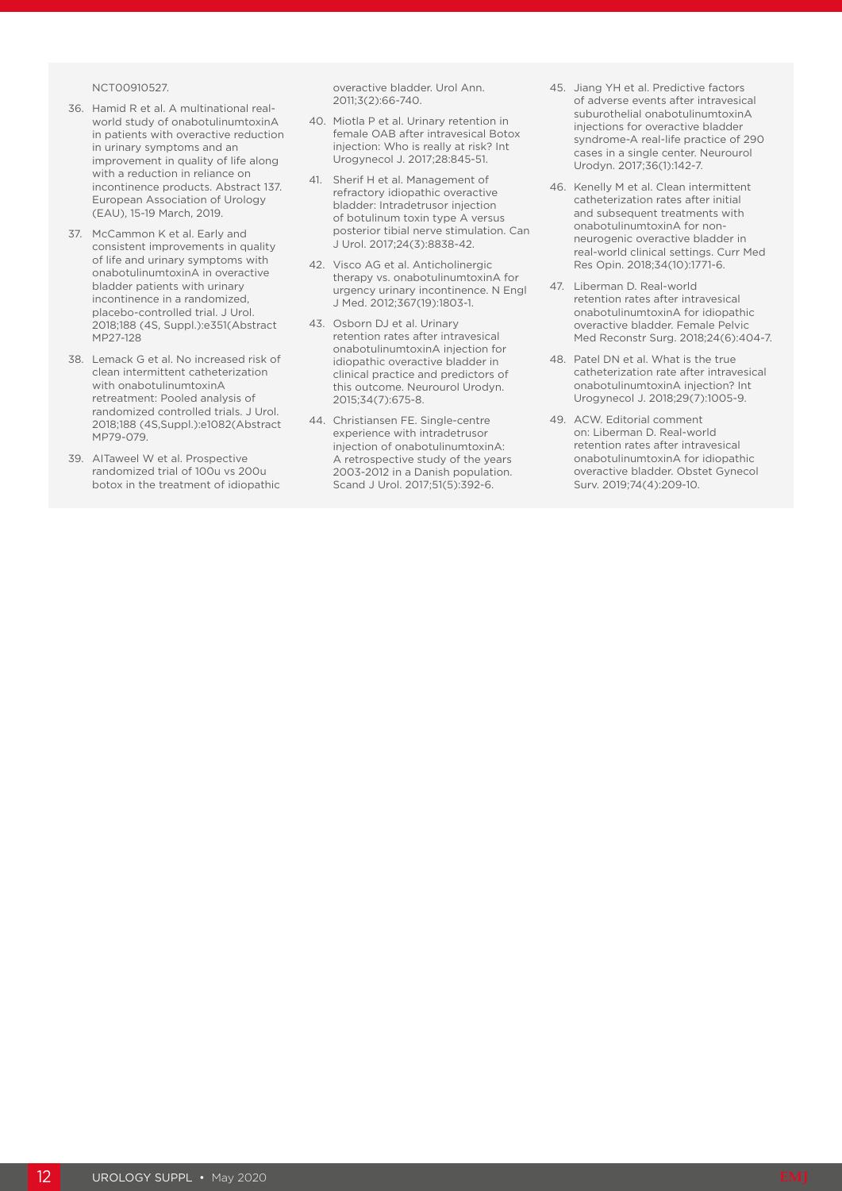NCT00910527.

36. Hamid R et al. A multinational real-world study of onabotulinumtoxinA in patients with overactive reduction in urinary symptoms and an improvement in quality of life along with a reduction in reliance on incontinence products. Abstract 137. European Association of Urology (EAU), 15-19 March, 2019.
37. McCammon K et al. Early and consistent improvements in quality of life and urinary symptoms with onabotulinumtoxinA in overactive bladder patients with urinary incontinence in a randomized, placebo-controlled trial. J Urol. 2018;188 (4S, Suppl.):e351(Abstract MP27-128
38. Lemack G et al. No increased risk of clean intermittent catheterization with onabotulinumtoxinA retreatment: Pooled analysis of randomized controlled trials. J Urol. 2018;188 (4S,Suppl.):e1082(Abstract MP79-079.
39. AlTaweel W et al. Prospective randomized trial of 100u vs 200u botox in the treatment of idiopathic overactive bladder. Urol Ann. 2011;3(2):66-740.
40. Miotla P et al. Urinary retention in female OAB after intravesical Botox injection: Who is really at risk? Int Urogynecol J. 2017;28:845-51.
41. Sherif H et al. Management of refractory idiopathic overactive bladder: Intradetrusor injection of botulinum toxin type A versus posterior tibial nerve stimulation. Can J Urol. 2017;24(3):8838-42.
42. Visco AG et al. Anticholinergic therapy vs. onabotulinumtoxinA for urgency urinary incontinence. N Engl J Med. 2012;367(19):1803-1.
43. Osborn DJ et al. Urinary retention rates after intravesical onabotulinumtoxinA injection for idiopathic overactive bladder in clinical practice and predictors of this outcome. Neurourol Urodyn. 2015;34(7):675-8.
44. Christiansen FE. Single-centre experience with intradetrusor injection of onabotulinumtoxinA: A retrospective study of the years 2003-2012 in a Danish population. Scand J Urol. 2017;51(5):392-6.
45. Jiang YH et al. Predictive factors of adverse events after intravesical suburothelial onabotulinumtoxinA injections for overactive bladder syndrome-A real-life practice of 290 cases in a single center. Neurourol Urodyn. 2017;36(1):142-7.
46. Kenelly M et al. Clean intermittent catheterization rates after initial and subsequent treatments with onabotulinumtoxinA for non-neurogenic overactive bladder in real-world clinical settings. Curr Med Res Opin. 2018;34(10):1771-6.
47. Liberman D. Real-world retention rates after intravesical onabotulinumtoxinA for idiopathic overactive bladder. Female Pelvic Med Reconstr Surg. 2018;24(6):404-7.
48. Patel DN et al. What is the true catheterization rate after intravesical onabotulinumtoxinA injection? Int Urogynecol J. 2018;29(7):1005-9.
49. ACW. Editorial comment on: Liberman D. Real-world retention rates after intravesical onabotulinumtoxinA for idiopathic overactive bladder. Obstet Gynecol Surv. 2019;74(4):209-10.